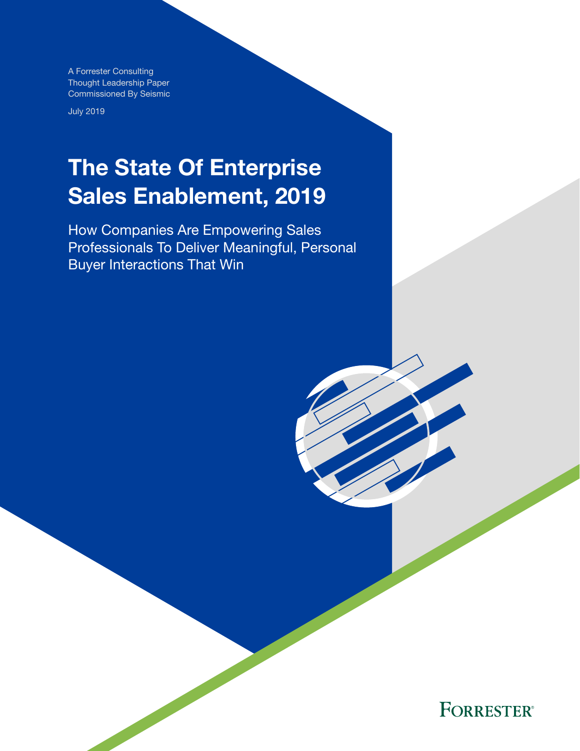A Forrester Consulting
Thought Leadership Paper
Commissioned By Seismic

July 2019

# The State Of Enterprise Sales Enablement, 2019

## How Companies Are Empowering Sales Professionals To Deliver Meaningful, Personal Buyer Interactions That Win

FORRESTER®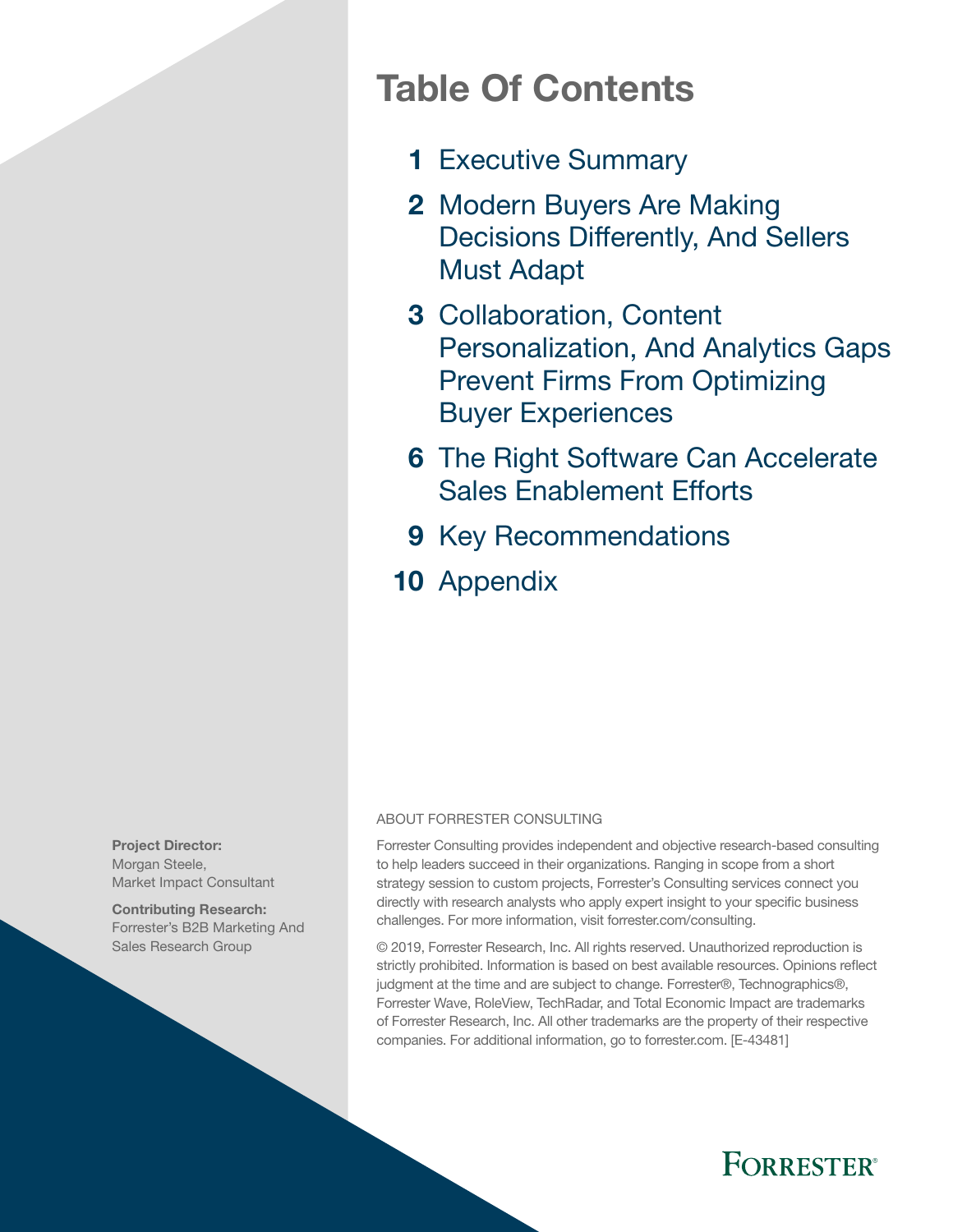# Table Of Contents

**1** Executive Summary

**2** Modern Buyers Are Making Decisions Differently, And Sellers Must Adapt

**3** Collaboration, Content Personalization, And Analytics Gaps Prevent Firms From Optimizing Buyer Experiences

**6** The Right Software Can Accelerate Sales Enablement Efforts

**9** Key Recommendations

**10** Appendix

**Project Director:**
Morgan Steele,
Market Impact Consultant

**Contributing Research:**
Forrester's B2B Marketing And Sales Research Group

ABOUT FORRESTER CONSULTING

Forrester Consulting provides independent and objective research-based consulting to help leaders succeed in their organizations. Ranging in scope from a short strategy session to custom projects, Forrester's Consulting services connect you directly with research analysts who apply expert insight to your specific business challenges. For more information, visit forrester.com/consulting.

© 2019, Forrester Research, Inc. All rights reserved. Unauthorized reproduction is strictly prohibited. Information is based on best available resources. Opinions reflect judgment at the time and are subject to change. Forrester®, Technographics®, Forrester Wave, RoleView, TechRadar, and Total Economic Impact are trademarks of Forrester Research, Inc. All other trademarks are the property of their respective companies. For additional information, go to forrester.com. [E-43481]

FORRESTER®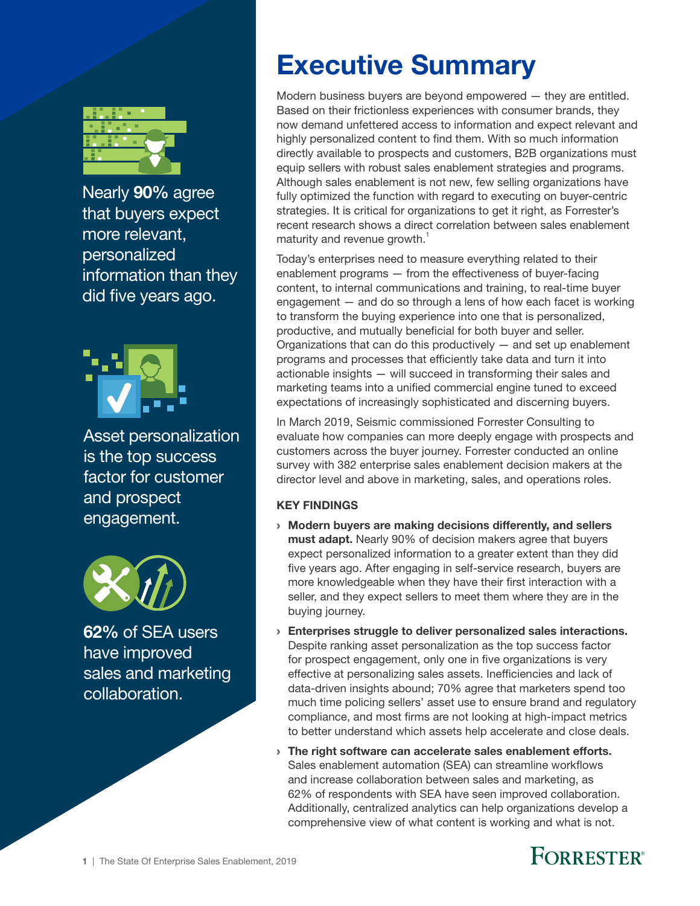# Executive Summary

Nearly **90%** agree that buyers expect more relevant, personalized information than they did five years ago.

Asset personalization is the top success factor for customer and prospect engagement.

**62%** of SEA users have improved sales and marketing collaboration.

Modern business buyers are beyond empowered — they are entitled. Based on their frictionless experiences with consumer brands, they now demand unfettered access to information and expect relevant and highly personalized content to find them. With so much information directly available to prospects and customers, B2B organizations must equip sellers with robust sales enablement strategies and programs. Although sales enablement is not new, few selling organizations have fully optimized the function with regard to executing on buyer-centric strategies. It is critical for organizations to get it right, as Forrester's recent research shows a direct correlation between sales enablement maturity and revenue growth.[1]

Today's enterprises need to measure everything related to their enablement programs — from the effectiveness of buyer-facing content, to internal communications and training, to real-time buyer engagement — and do so through a lens of how each facet is working to transform the buying experience into one that is personalized, productive, and mutually beneficial for both buyer and seller. Organizations that can do this productively — and set up enablement programs and processes that efficiently take data and turn it into actionable insights — will succeed in transforming their sales and marketing teams into a unified commercial engine tuned to exceed expectations of increasingly sophisticated and discerning buyers.

In March 2019, Seismic commissioned Forrester Consulting to evaluate how companies can more deeply engage with prospects and customers across the buyer journey. Forrester conducted an online survey with 382 enterprise sales enablement decision makers at the director level and above in marketing, sales, and operations roles.

### KEY FINDINGS

- **Modern buyers are making decisions differently, and sellers must adapt.** Nearly 90% of decision makers agree that buyers expect personalized information to a greater extent than they did five years ago. After engaging in self-service research, buyers are more knowledgeable when they have their first interaction with a seller, and they expect sellers to meet them where they are in the buying journey.
- **Enterprises struggle to deliver personalized sales interactions.** Despite ranking asset personalization as the top success factor for prospect engagement, only one in five organizations is very effective at personalizing sales assets. Inefficiencies and lack of data-driven insights abound; 70% agree that marketers spend too much time policing sellers' asset use to ensure brand and regulatory compliance, and most firms are not looking at high-impact metrics to better understand which assets help accelerate and close deals.
- **The right software can accelerate sales enablement efforts.** Sales enablement automation (SEA) can streamline workflows and increase collaboration between sales and marketing, as 62% of respondents with SEA have seen improved collaboration. Additionally, centralized analytics can help organizations develop a comprehensive view of what content is working and what is not.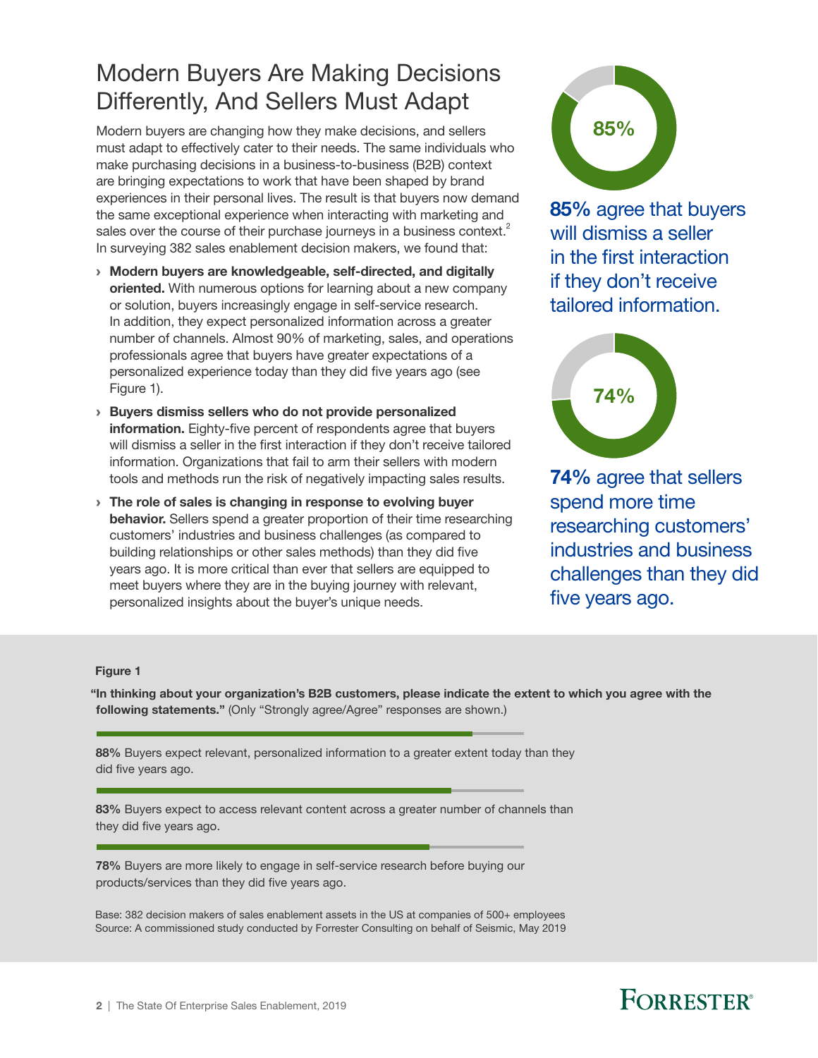# Modern Buyers Are Making Decisions Differently, And Sellers Must Adapt

Modern buyers are changing how they make decisions, and sellers must adapt to effectively cater to their needs. The same individuals who make purchasing decisions in a business-to-business (B2B) context are bringing expectations to work that have been shaped by brand experiences in their personal lives. The result is that buyers now demand the same exceptional experience when interacting with marketing and sales over the course of their purchase journeys in a business context.[2] In surveying 382 sales enablement decision makers, we found that:

- **Modern buyers are knowledgeable, self-directed, and digitally oriented.** With numerous options for learning about a new company or solution, buyers increasingly engage in self-service research. In addition, they expect personalized information across a greater number of channels. Almost 90% of marketing, sales, and operations professionals agree that buyers have greater expectations of a personalized experience today than they did five years ago (see Figure 1).
- **Buyers dismiss sellers who do not provide personalized information.** Eighty-five percent of respondents agree that buyers will dismiss a seller in the first interaction if they don't receive tailored information. Organizations that fail to arm their sellers with modern tools and methods run the risk of negatively impacting sales results.
- **The role of sales is changing in response to evolving buyer behavior.** Sellers spend a greater proportion of their time researching customers' industries and business challenges (as compared to building relationships or other sales methods) than they did five years ago. It is more critical than ever that sellers are equipped to meet buyers where they are in the buying journey with relevant, personalized insights about the buyer's unique needs.

85%

**85%** agree that buyers will dismiss a seller in the first interaction if they don't receive tailored information.

74%

**74%** agree that sellers spend more time researching customers' industries and business challenges than they did five years ago.

**Figure 1**

**"In thinking about your organization's B2B customers, please indicate the extent to which you agree with the following statements."** (Only "Strongly agree/Agree" responses are shown.)

**88%** Buyers expect relevant, personalized information to a greater extent today than they did five years ago.

**83%** Buyers expect to access relevant content across a greater number of channels than they did five years ago.

**78%** Buyers are more likely to engage in self-service research before buying our products/services than they did five years ago.

Base: 382 decision makers of sales enablement assets in the US at companies of 500+ employees
Source: A commissioned study conducted by Forrester Consulting on behalf of Seismic, May 2019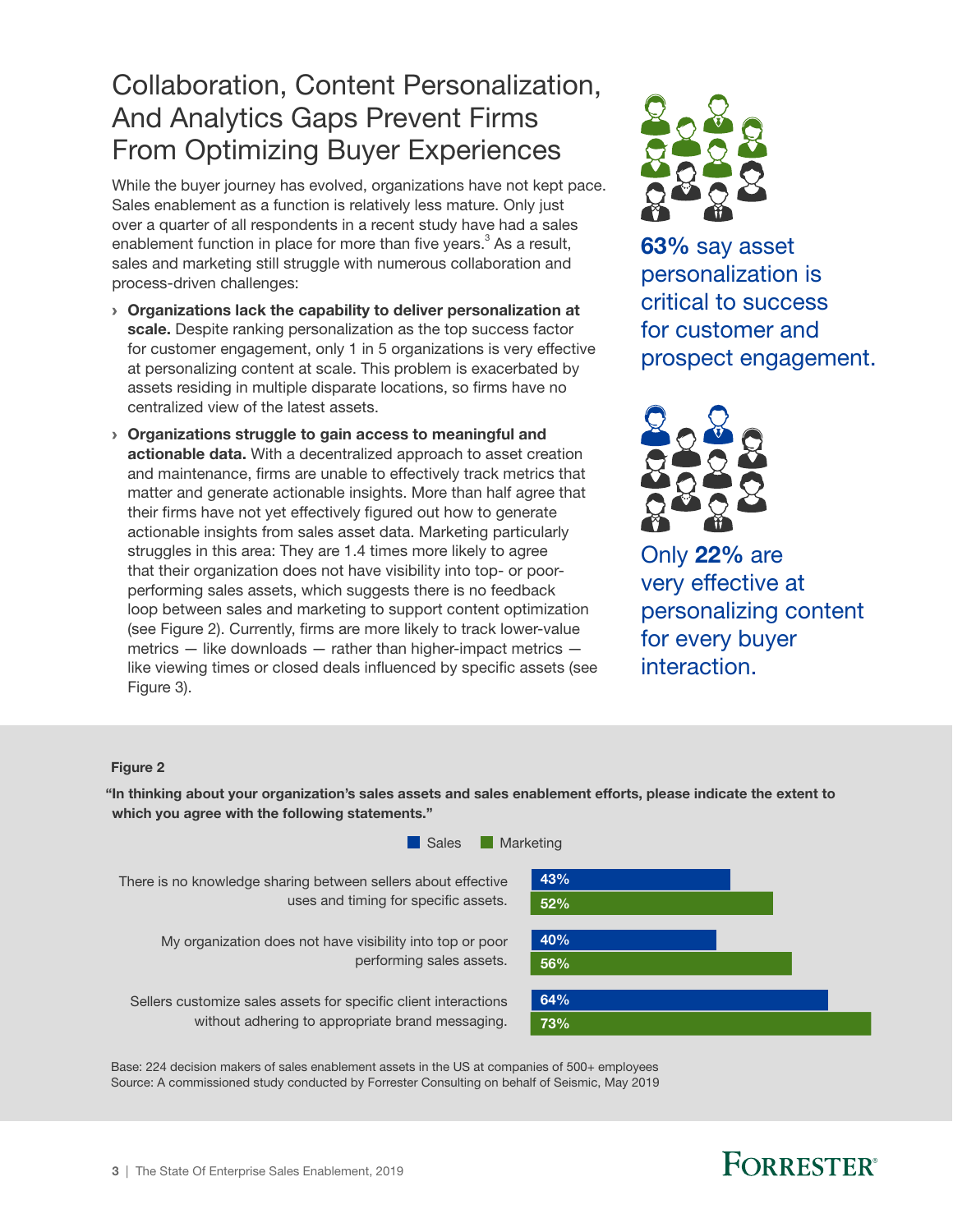# Collaboration, Content Personalization, And Analytics Gaps Prevent Firms From Optimizing Buyer Experiences

While the buyer journey has evolved, organizations have not kept pace. Sales enablement as a function is relatively less mature. Only just over a quarter of all respondents in a recent study have had a sales enablement function in place for more than five years.[3] As a result, sales and marketing still struggle with numerous collaboration and process-driven challenges:

- **Organizations lack the capability to deliver personalization at scale.** Despite ranking personalization as the top success factor for customer engagement, only 1 in 5 organizations is very effective at personalizing content at scale. This problem is exacerbated by assets residing in multiple disparate locations, so firms have no centralized view of the latest assets.
- **Organizations struggle to gain access to meaningful and actionable data.** With a decentralized approach to asset creation and maintenance, firms are unable to effectively track metrics that matter and generate actionable insights. More than half agree that their firms have not yet effectively figured out how to generate actionable insights from sales asset data. Marketing particularly struggles in this area: They are 1.4 times more likely to agree that their organization does not have visibility into top- or poor-performing sales assets, which suggests there is no feedback loop between sales and marketing to support content optimization (see Figure 2). Currently, firms are more likely to track lower-value metrics — like downloads — rather than higher-impact metrics — like viewing times or closed deals influenced by specific assets (see Figure 3).

**63%** say asset personalization is critical to success for customer and prospect engagement.

Only **22%** are very effective at personalizing content for every buyer interaction.

**Figure 2**

**"In thinking about your organization's sales assets and sales enablement efforts, please indicate the extent to which you agree with the following statements."**

| Statement | Sales | Marketing |
|---|---|---|
| There is no knowledge sharing between sellers about effective uses and timing for specific assets. | 43% | 52% |
| My organization does not have visibility into top or poor performing sales assets. | 40% | 56% |
| Sellers customize sales assets for specific client interactions without adhering to appropriate brand messaging. | 64% | 73% |

Base: 224 decision makers of sales enablement assets in the US at companies of 500+ employees
Source: A commissioned study conducted by Forrester Consulting on behalf of Seismic, May 2019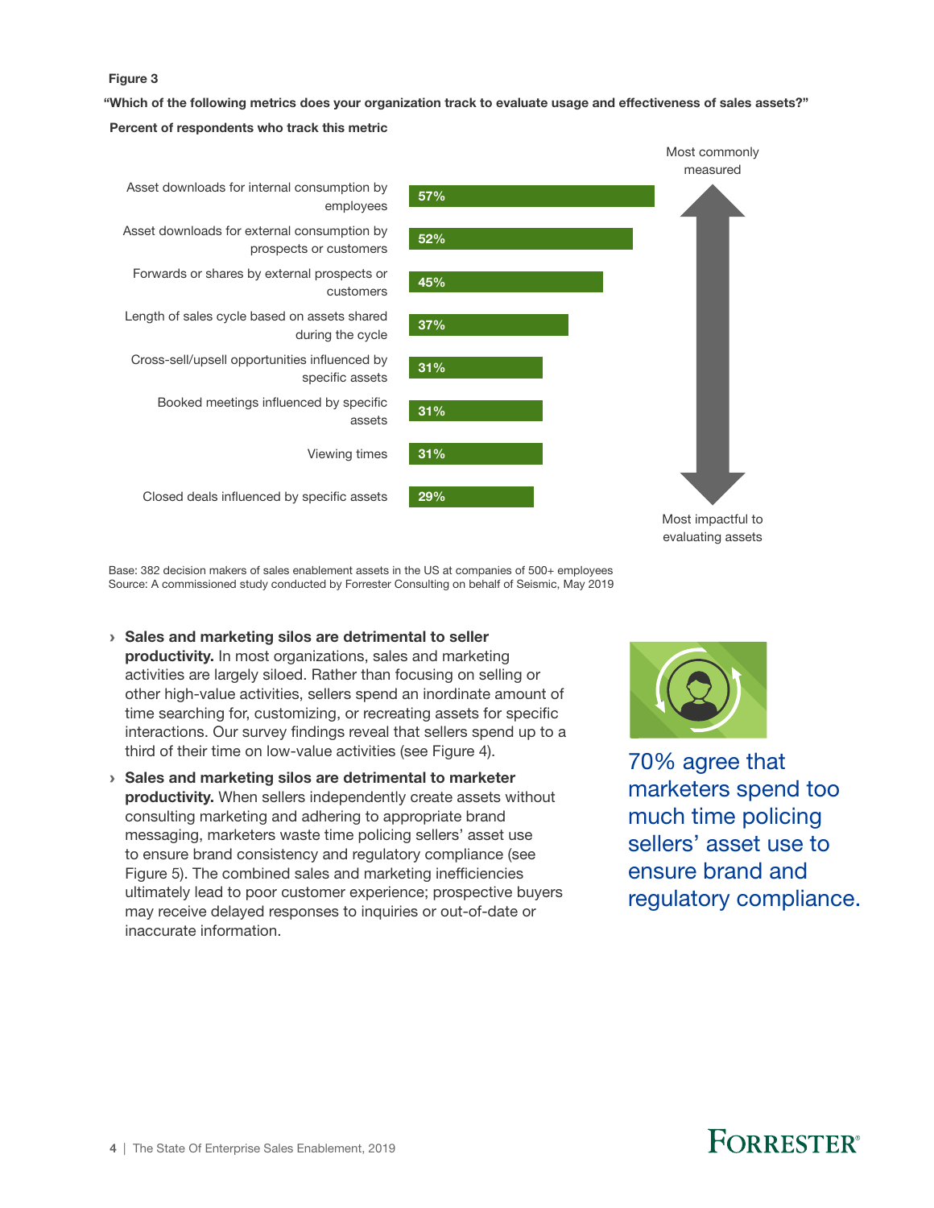Figure 3

**"Which of the following metrics does your organization track to evaluate usage and effectiveness of sales assets?"**

**Percent of respondents who track this metric**

| Metric | Percent |
|---|---|
| Asset downloads for internal consumption by employees | 57% |
| Asset downloads for external consumption by prospects or customers | 52% |
| Forwards or shares by external prospects or customers | 45% |
| Length of sales cycle based on assets shared during the cycle | 37% |
| Cross-sell/upsell opportunities influenced by specific assets | 31% |
| Booked meetings influenced by specific assets | 31% |
| Viewing times | 31% |
| Closed deals influenced by specific assets | 29% |

Most commonly measured ↕ Most impactful to evaluating assets

Base: 382 decision makers of sales enablement assets in the US at companies of 500+ employees
Source: A commissioned study conducted by Forrester Consulting on behalf of Seismic, May 2019

- **Sales and marketing silos are detrimental to seller productivity.** In most organizations, sales and marketing activities are largely siloed. Rather than focusing on selling or other high-value activities, sellers spend an inordinate amount of time searching for, customizing, or recreating assets for specific interactions. Our survey findings reveal that sellers spend up to a third of their time on low-value activities (see Figure 4).
- **Sales and marketing silos are detrimental to marketer productivity.** When sellers independently create assets without consulting marketing and adhering to appropriate brand messaging, marketers waste time policing sellers' asset use to ensure brand consistency and regulatory compliance (see Figure 5). The combined sales and marketing inefficiencies ultimately lead to poor customer experience; prospective buyers may receive delayed responses to inquiries or out-of-date or inaccurate information.

70% agree that marketers spend too much time policing sellers' asset use to ensure brand and regulatory compliance.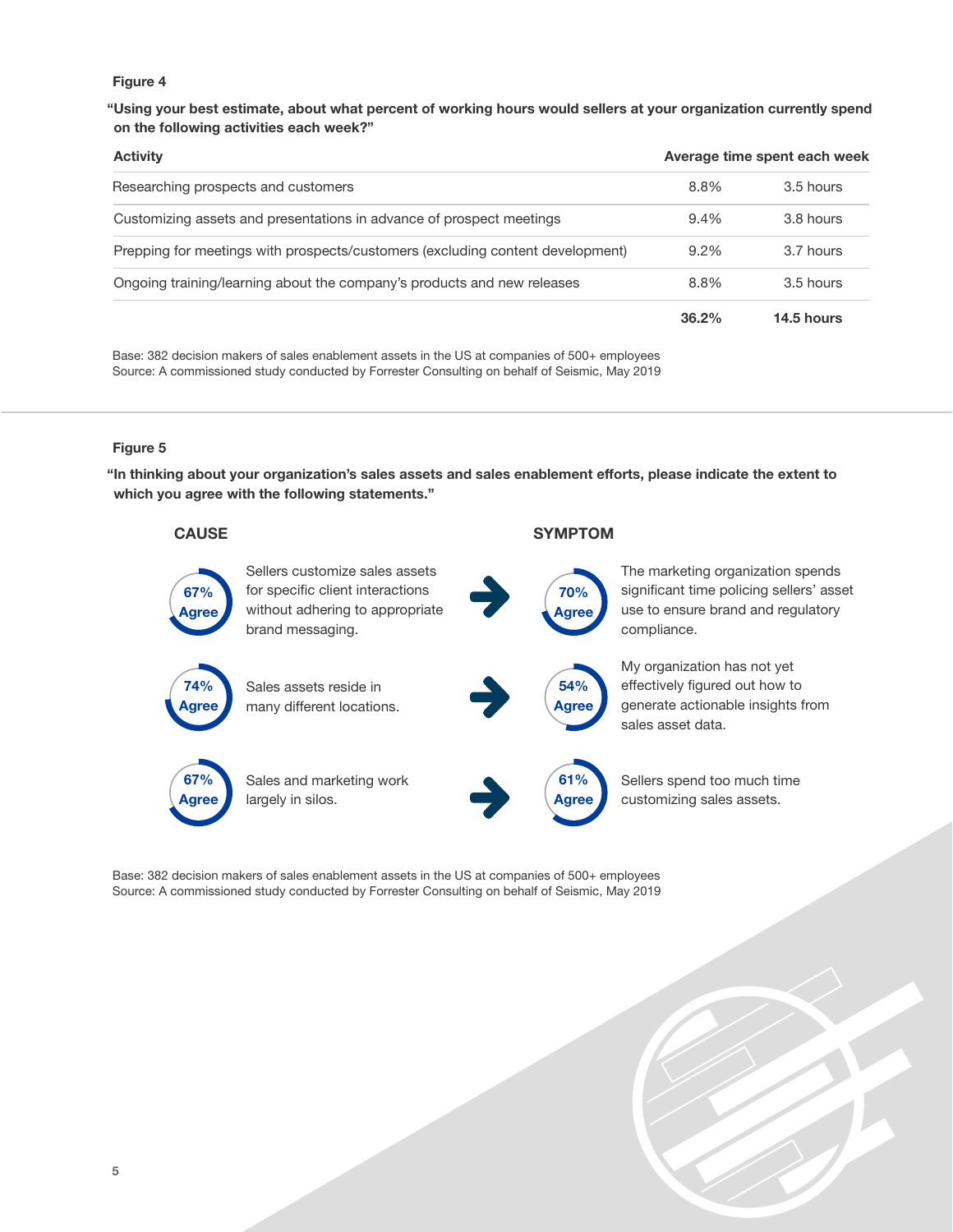**Figure 4**

**"Using your best estimate, about what percent of working hours would sellers at your organization currently spend on the following activities each week?"**

| Activity | Average time spent each week | |
|---|---|---|
| Researching prospects and customers | 8.8% | 3.5 hours |
| Customizing assets and presentations in advance of prospect meetings | 9.4% | 3.8 hours |
| Prepping for meetings with prospects/customers (excluding content development) | 9.2% | 3.7 hours |
| Ongoing training/learning about the company's products and new releases | 8.8% | 3.5 hours |
| | **36.2%** | **14.5 hours** |

Base: 382 decision makers of sales enablement assets in the US at companies of 500+ employees
Source: A commissioned study conducted by Forrester Consulting on behalf of Seismic, May 2019

**Figure 5**

**"In thinking about your organization's sales assets and sales enablement efforts, please indicate the extent to which you agree with the following statements."**

| CAUSE | | → | SYMPTOM | |
|---|---|---|---|---|
| 67% Agree | Sellers customize sales assets for specific client interactions without adhering to appropriate brand messaging. | → | 70% Agree | The marketing organization spends significant time policing sellers' asset use to ensure brand and regulatory compliance. |
| 74% Agree | Sales assets reside in many different locations. | → | 54% Agree | My organization has not yet effectively figured out how to generate actionable insights from sales asset data. |
| 67% Agree | Sales and marketing work largely in silos. | → | 61% Agree | Sellers spend too much time customizing sales assets. |

Base: 382 decision makers of sales enablement assets in the US at companies of 500+ employees
Source: A commissioned study conducted by Forrester Consulting on behalf of Seismic, May 2019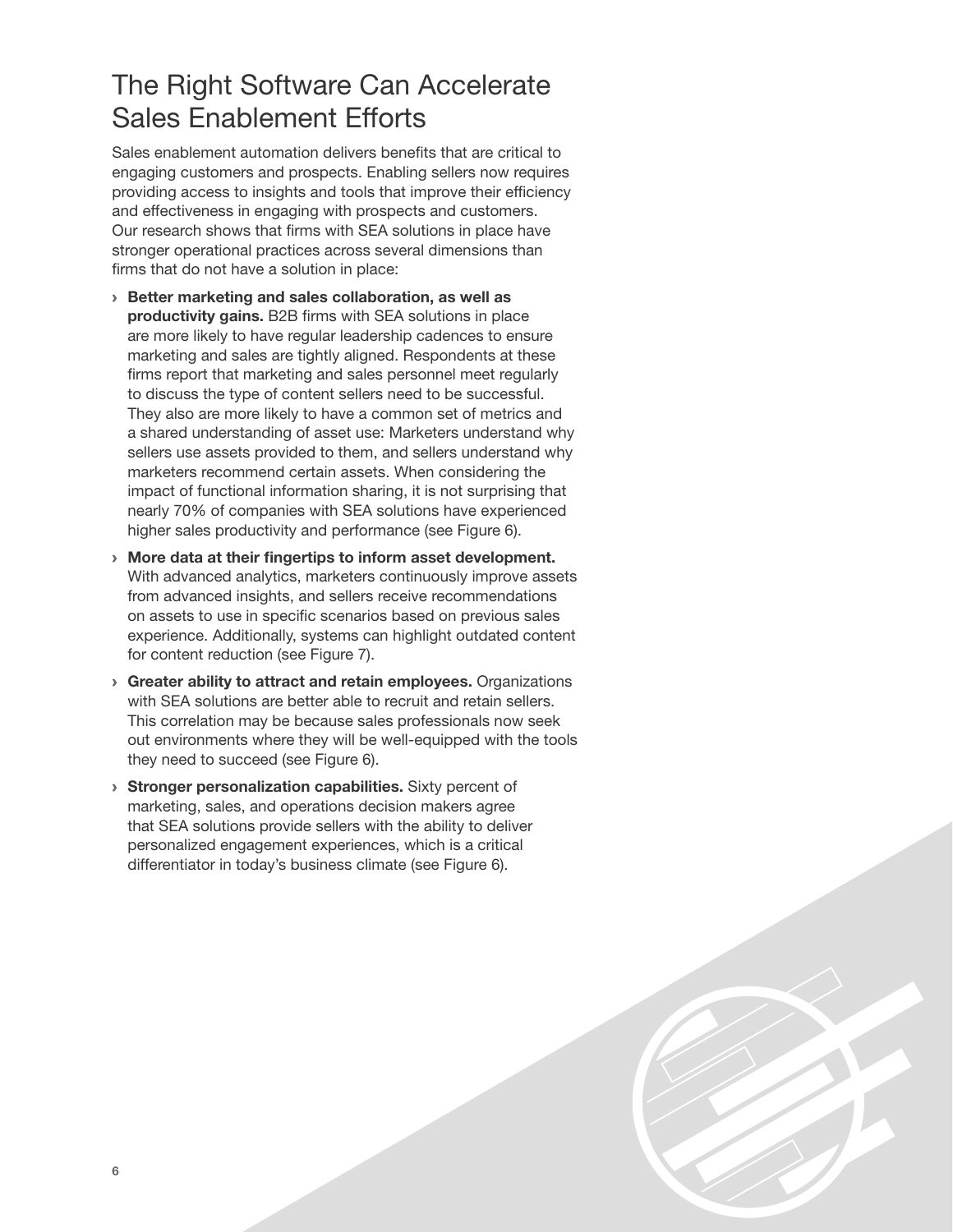# The Right Software Can Accelerate Sales Enablement Efforts

Sales enablement automation delivers benefits that are critical to engaging customers and prospects. Enabling sellers now requires providing access to insights and tools that improve their efficiency and effectiveness in engaging with prospects and customers. Our research shows that firms with SEA solutions in place have stronger operational practices across several dimensions than firms that do not have a solution in place:

- **Better marketing and sales collaboration, as well as productivity gains.** B2B firms with SEA solutions in place are more likely to have regular leadership cadences to ensure marketing and sales are tightly aligned. Respondents at these firms report that marketing and sales personnel meet regularly to discuss the type of content sellers need to be successful. They also are more likely to have a common set of metrics and a shared understanding of asset use: Marketers understand why sellers use assets provided to them, and sellers understand why marketers recommend certain assets. When considering the impact of functional information sharing, it is not surprising that nearly 70% of companies with SEA solutions have experienced higher sales productivity and performance (see Figure 6).
- **More data at their fingertips to inform asset development.** With advanced analytics, marketers continuously improve assets from advanced insights, and sellers receive recommendations on assets to use in specific scenarios based on previous sales experience. Additionally, systems can highlight outdated content for content reduction (see Figure 7).
- **Greater ability to attract and retain employees.** Organizations with SEA solutions are better able to recruit and retain sellers. This correlation may be because sales professionals now seek out environments where they will be well-equipped with the tools they need to succeed (see Figure 6).
- **Stronger personalization capabilities.** Sixty percent of marketing, sales, and operations decision makers agree that SEA solutions provide sellers with the ability to deliver personalized engagement experiences, which is a critical differentiator in today's business climate (see Figure 6).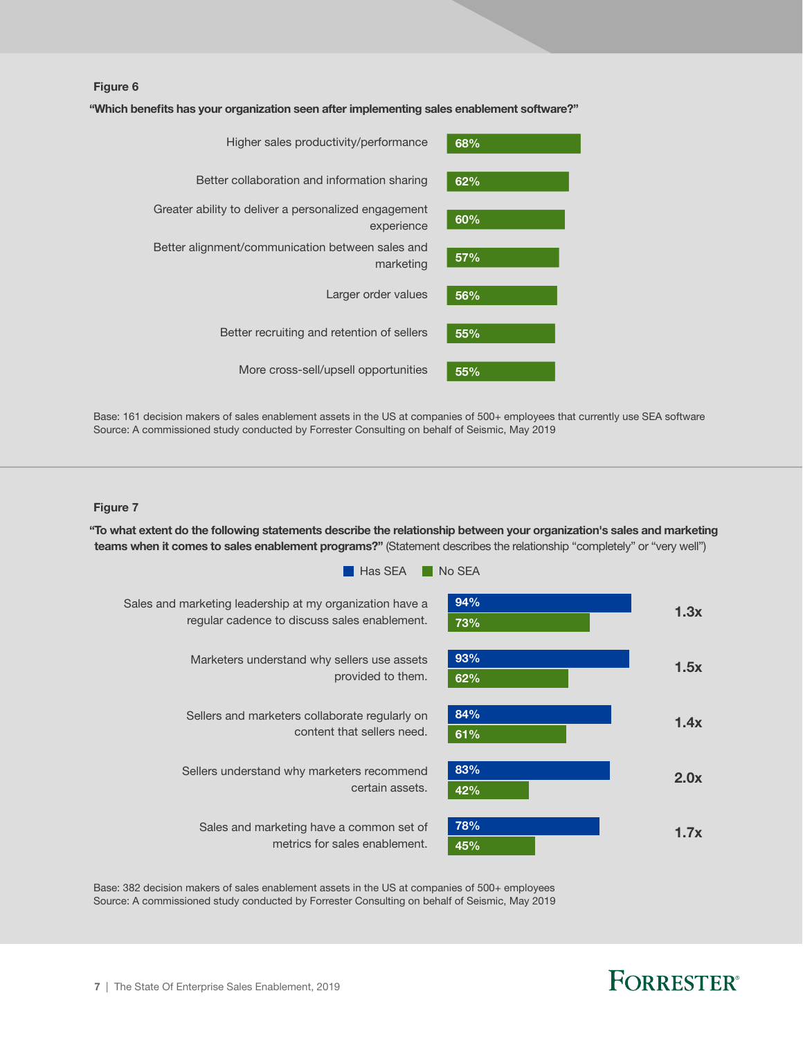**Figure 6**

**"Which benefits has your organization seen after implementing sales enablement software?"**

| Benefit | % |
|---|---|
| Higher sales productivity/performance | 68% |
| Better collaboration and information sharing | 62% |
| Greater ability to deliver a personalized engagement experience | 60% |
| Better alignment/communication between sales and marketing | 57% |
| Larger order values | 56% |
| Better recruiting and retention of sellers | 55% |
| More cross-sell/upsell opportunities | 55% |

Base: 161 decision makers of sales enablement assets in the US at companies of 500+ employees that currently use SEA software
Source: A commissioned study conducted by Forrester Consulting on behalf of Seismic, May 2019

**Figure 7**

**"To what extent do the following statements describe the relationship between your organization's sales and marketing teams when it comes to sales enablement programs?"** (Statement describes the relationship "completely" or "very well")

| Statement | Has SEA | No SEA | |
|---|---|---|---|
| Sales and marketing leadership at my organization have a regular cadence to discuss sales enablement. | 94% | 73% | 1.3x |
| Marketers understand why sellers use assets provided to them. | 93% | 62% | 1.5x |
| Sellers and marketers collaborate regularly on content that sellers need. | 84% | 61% | 1.4x |
| Sellers understand why marketers recommend certain assets. | 83% | 42% | 2.0x |
| Sales and marketing have a common set of metrics for sales enablement. | 78% | 45% | 1.7x |

Base: 382 decision makers of sales enablement assets in the US at companies of 500+ employees
Source: A commissioned study conducted by Forrester Consulting on behalf of Seismic, May 2019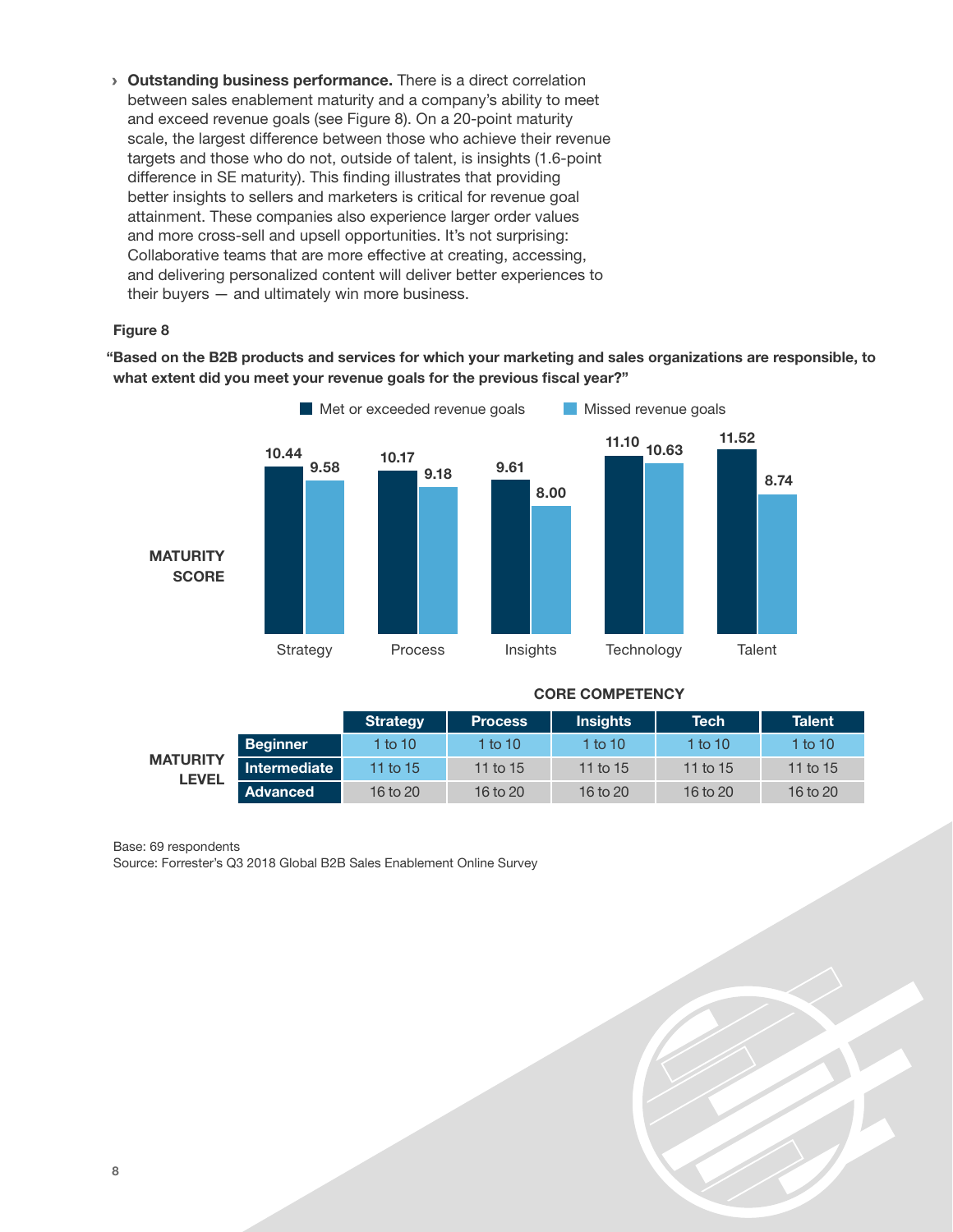› **Outstanding business performance.** There is a direct correlation between sales enablement maturity and a company's ability to meet and exceed revenue goals (see Figure 8). On a 20-point maturity scale, the largest difference between those who achieve their revenue targets and those who do not, outside of talent, is insights (1.6-point difference in SE maturity). This finding illustrates that providing better insights to sellers and marketers is critical for revenue goal attainment. These companies also experience larger order values and more cross-sell and upsell opportunities. It's not surprising: Collaborative teams that are more effective at creating, accessing, and delivering personalized content will deliver better experiences to their buyers — and ultimately win more business.

**Figure 8**

**"Based on the B2B products and services for which your marketing and sales organizations are responsible, to what extent did you meet your revenue goals for the previous fiscal year?"**

MATURITY SCORE

| | Met or exceeded revenue goals | Missed revenue goals |
|---|---|---|
| Strategy | 10.44 | 9.58 |
| Process | 10.17 | 9.18 |
| Insights | 9.61 | 8.00 |
| Technology | 11.10 | 10.63 |
| Talent | 11.52 | 8.74 |

**CORE COMPETENCY**

| MATURITY LEVEL | Strategy | Process | Insights | Tech | Talent |
|---|---|---|---|---|---|
| Beginner | 1 to 10 | 1 to 10 | 1 to 10 | 1 to 10 | 1 to 10 |
| Intermediate | 11 to 15 | 11 to 15 | 11 to 15 | 11 to 15 | 11 to 15 |
| Advanced | 16 to 20 | 16 to 20 | 16 to 20 | 16 to 20 | 16 to 20 |

Base: 69 respondents
Source: Forrester's Q3 2018 Global B2B Sales Enablement Online Survey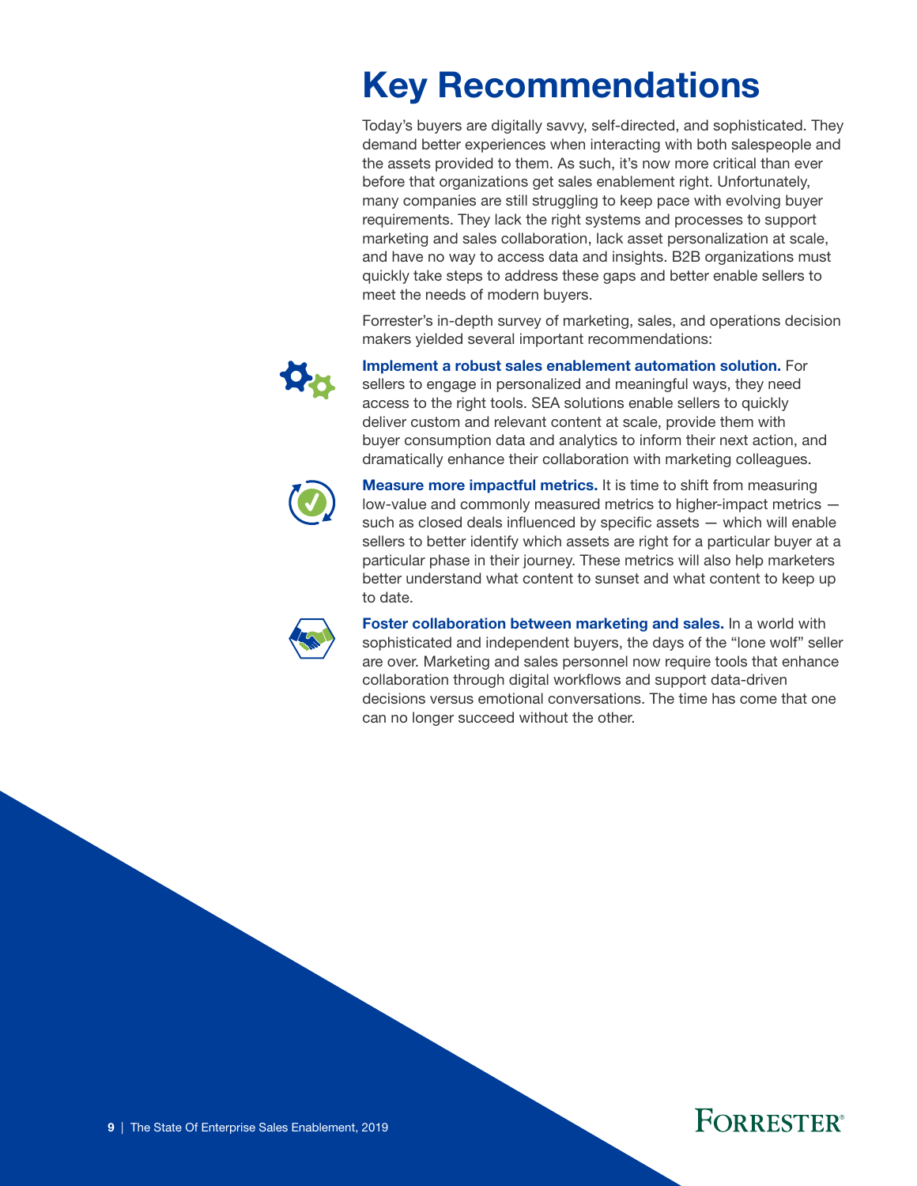# Key Recommendations

Today's buyers are digitally savvy, self-directed, and sophisticated. They demand better experiences when interacting with both salespeople and the assets provided to them. As such, it's now more critical than ever before that organizations get sales enablement right. Unfortunately, many companies are still struggling to keep pace with evolving buyer requirements. They lack the right systems and processes to support marketing and sales collaboration, lack asset personalization at scale, and have no way to access data and insights. B2B organizations must quickly take steps to address these gaps and better enable sellers to meet the needs of modern buyers.

Forrester's in-depth survey of marketing, sales, and operations decision makers yielded several important recommendations:

**Implement a robust sales enablement automation solution.** For sellers to engage in personalized and meaningful ways, they need access to the right tools. SEA solutions enable sellers to quickly deliver custom and relevant content at scale, provide them with buyer consumption data and analytics to inform their next action, and dramatically enhance their collaboration with marketing colleagues.

**Measure more impactful metrics.** It is time to shift from measuring low-value and commonly measured metrics to higher-impact metrics — such as closed deals influenced by specific assets — which will enable sellers to better identify which assets are right for a particular buyer at a particular phase in their journey. These metrics will also help marketers better understand what content to sunset and what content to keep up to date.

**Foster collaboration between marketing and sales.** In a world with sophisticated and independent buyers, the days of the "lone wolf" seller are over. Marketing and sales personnel now require tools that enhance collaboration through digital workflows and support data-driven decisions versus emotional conversations. The time has come that one can no longer succeed without the other.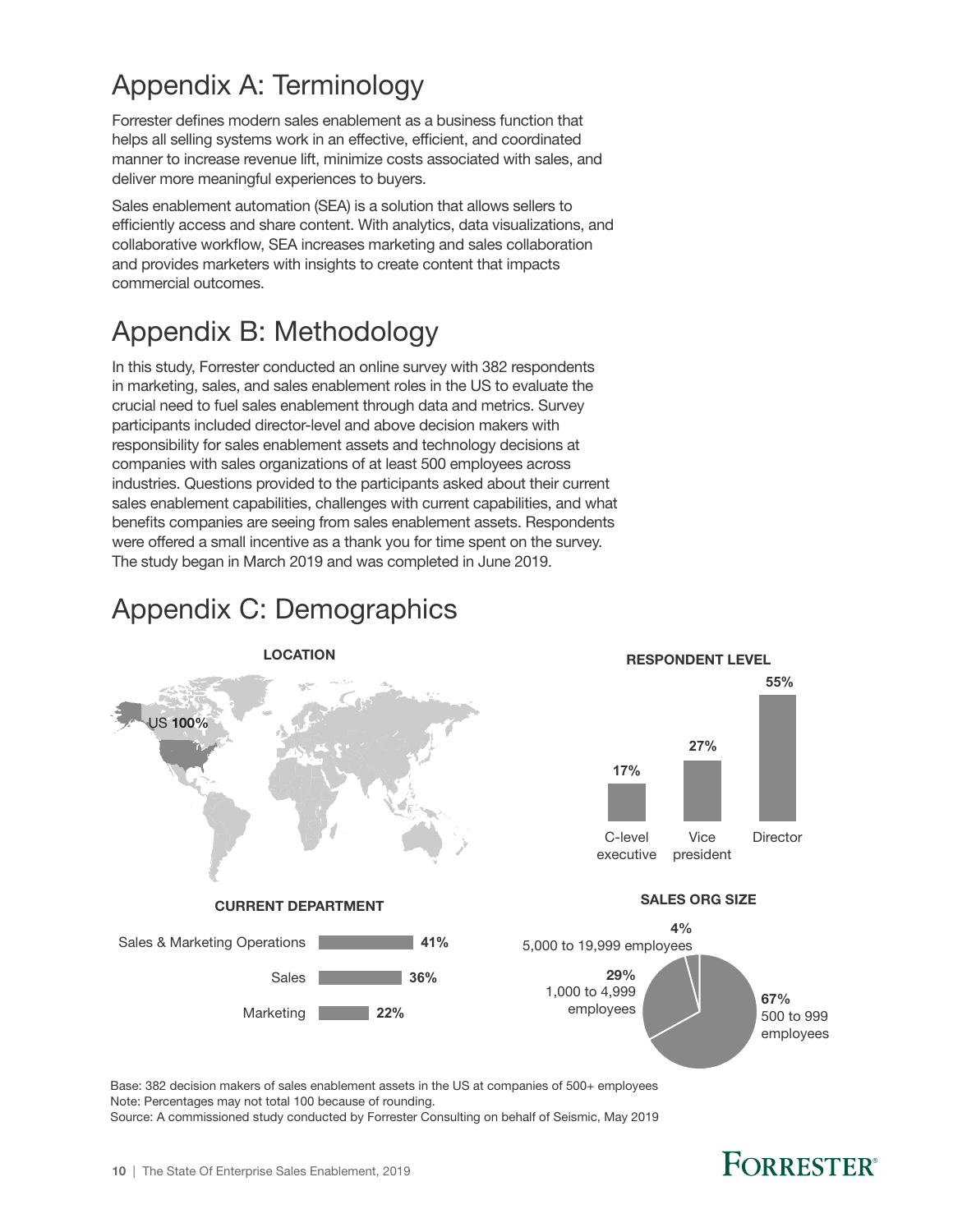# Appendix A: Terminology

Forrester defines modern sales enablement as a business function that helps all selling systems work in an effective, efficient, and coordinated manner to increase revenue lift, minimize costs associated with sales, and deliver more meaningful experiences to buyers.

Sales enablement automation (SEA) is a solution that allows sellers to efficiently access and share content. With analytics, data visualizations, and collaborative workflow, SEA increases marketing and sales collaboration and provides marketers with insights to create content that impacts commercial outcomes.

# Appendix B: Methodology

In this study, Forrester conducted an online survey with 382 respondents in marketing, sales, and sales enablement roles in the US to evaluate the crucial need to fuel sales enablement through data and metrics. Survey participants included director-level and above decision makers with responsibility for sales enablement assets and technology decisions at companies with sales organizations of at least 500 employees across industries. Questions provided to the participants asked about their current sales enablement capabilities, challenges with current capabilities, and what benefits companies are seeing from sales enablement assets. Respondents were offered a small incentive as a thank you for time spent on the survey. The study began in March 2019 and was completed in June 2019.

# Appendix C: Demographics

**LOCATION**

US **100%**

**RESPONDENT LEVEL**

| Level | Percentage |
|---|---|
| C-level executive | 17% |
| Vice president | 27% |
| Director | 55% |

**CURRENT DEPARTMENT**

| Department | Percentage |
|---|---|
| Sales & Marketing Operations | 41% |
| Sales | 36% |
| Marketing | 22% |

**SALES ORG SIZE**

| Size | Percentage |
|---|---|
| 500 to 999 employees | 67% |
| 1,000 to 4,999 employees | 29% |
| 5,000 to 19,999 employees | 4% |

Base: 382 decision makers of sales enablement assets in the US at companies of 500+ employees
Note: Percentages may not total 100 because of rounding.
Source: A commissioned study conducted by Forrester Consulting on behalf of Seismic, May 2019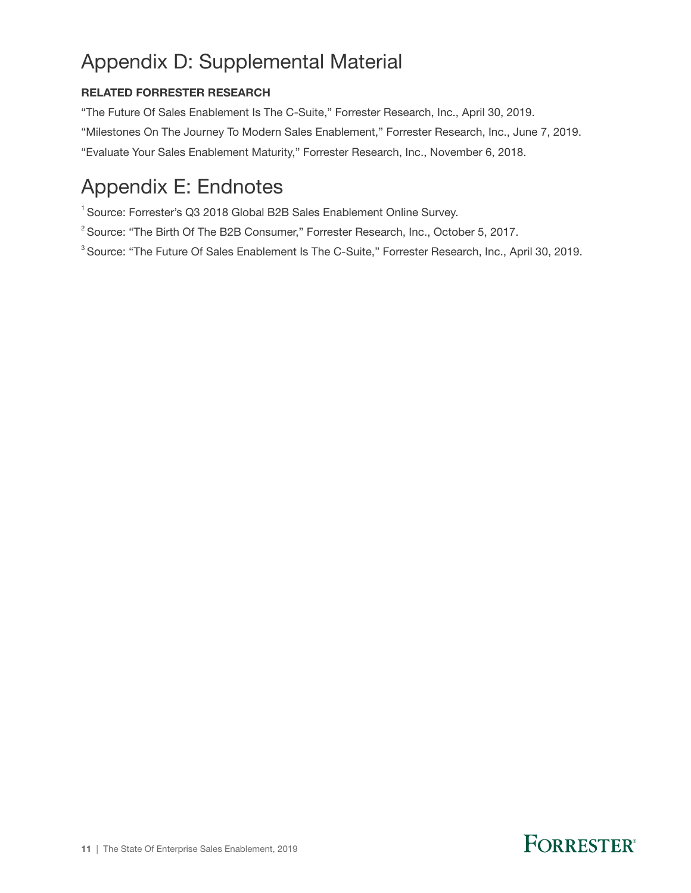# Appendix D: Supplemental Material

**RELATED FORRESTER RESEARCH**

"The Future Of Sales Enablement Is The C-Suite," Forrester Research, Inc., April 30, 2019.

"Milestones On The Journey To Modern Sales Enablement," Forrester Research, Inc., June 7, 2019.

"Evaluate Your Sales Enablement Maturity," Forrester Research, Inc., November 6, 2018.

# Appendix E: Endnotes

[1] Source: Forrester's Q3 2018 Global B2B Sales Enablement Online Survey.

[2] Source: "The Birth Of The B2B Consumer," Forrester Research, Inc., October 5, 2017.

[3] Source: "The Future Of Sales Enablement Is The C-Suite," Forrester Research, Inc., April 30, 2019.